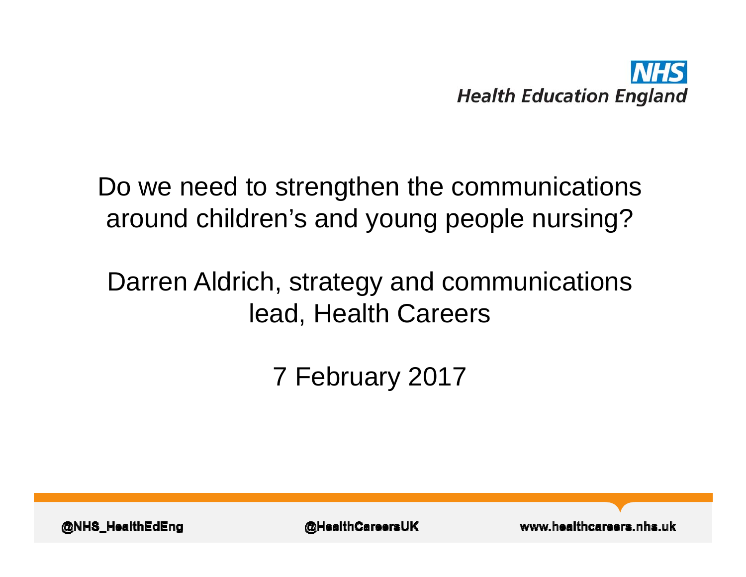NHS
Health Education England

# Do we need to strengthen the communications around children's and young people nursing?

Darren Aldrich, strategy and communications lead, Health Careers

7 February 2017

@NHS_HealthEdEng @HealthCareersUK www.healthcareers.nhs.uk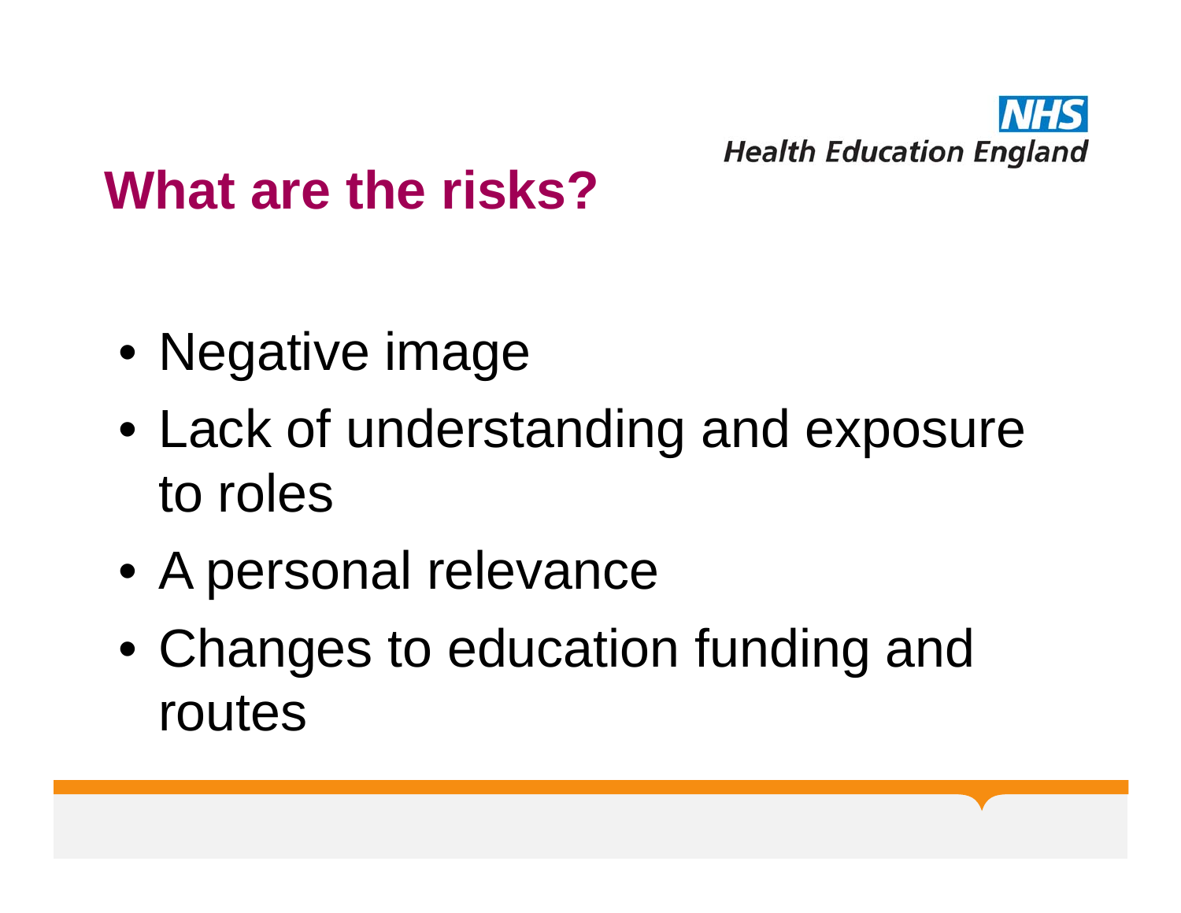# What are the risks?

- Negative image
- Lack of understanding and exposure to roles
- A personal relevance
- Changes to education funding and routes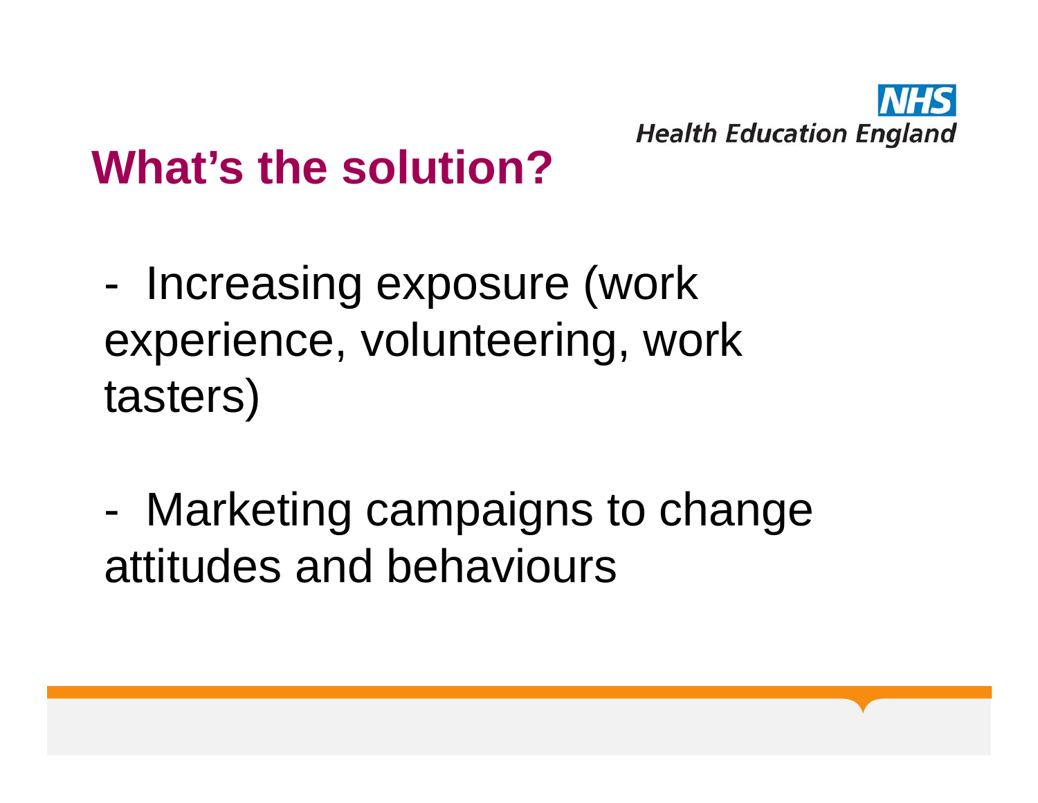# What's the solution?

- Increasing exposure (work experience, volunteering, work tasters)

- Marketing campaigns to change attitudes and behaviours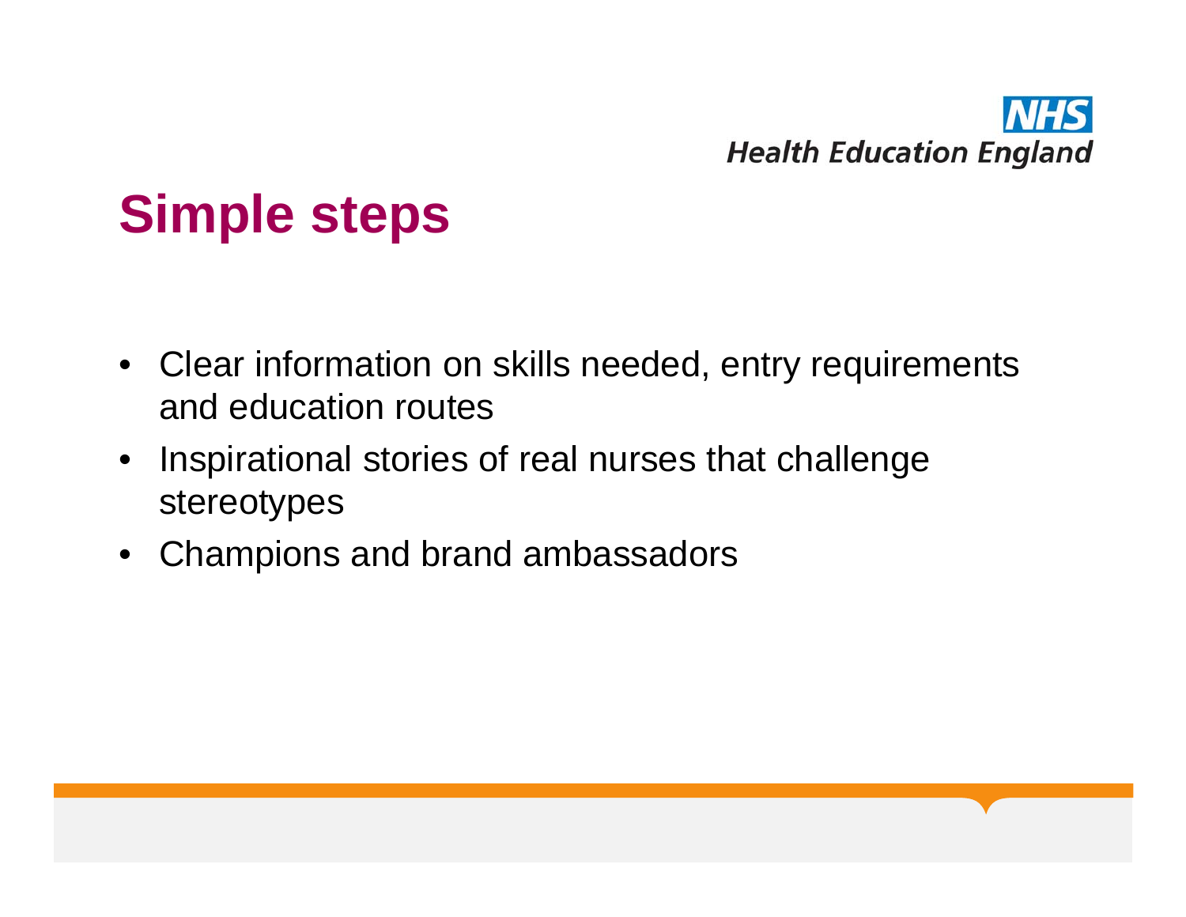# Simple steps

- Clear information on skills needed, entry requirements and education routes
- Inspirational stories of real nurses that challenge stereotypes
- Champions and brand ambassadors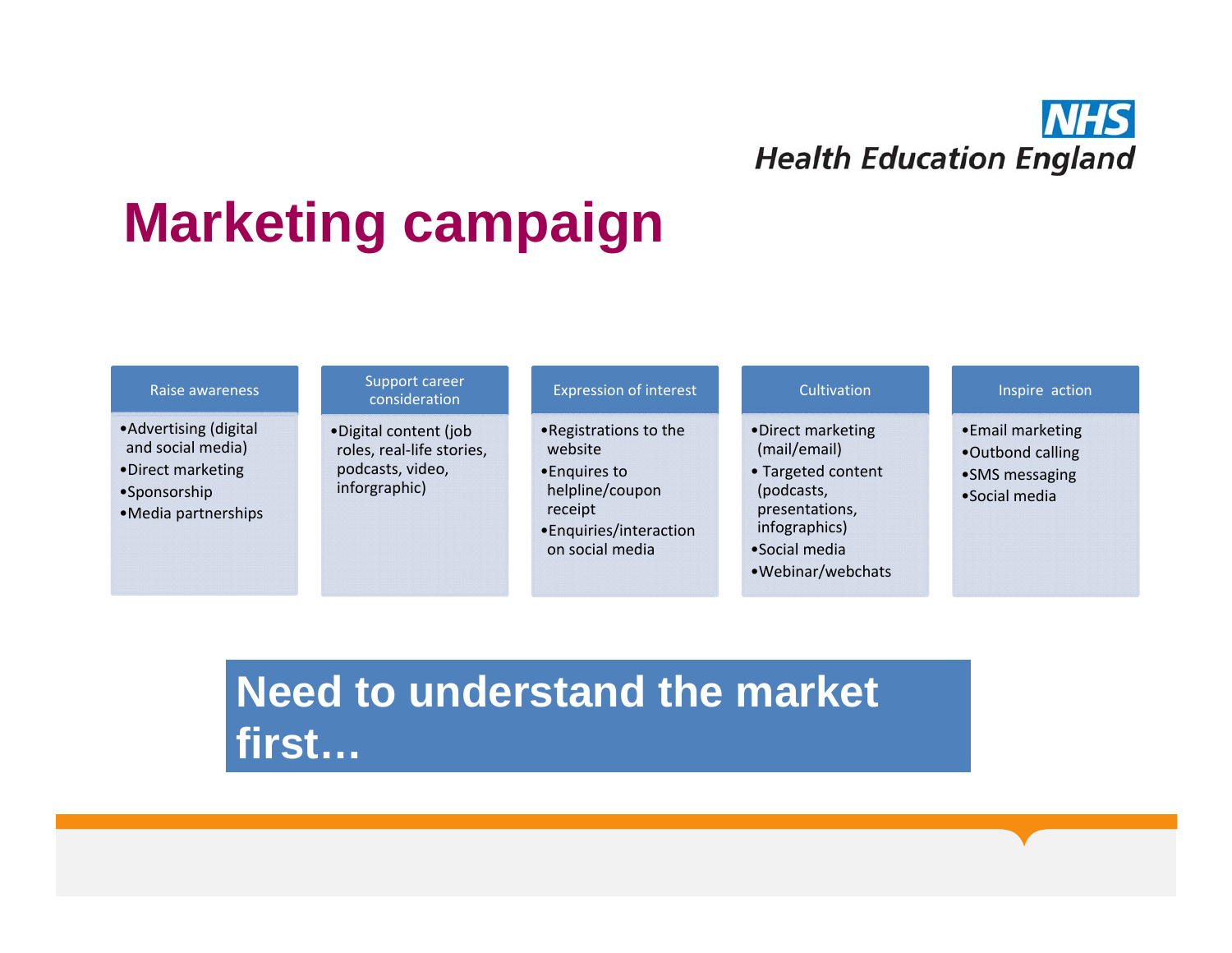# Marketing campaign

| Raise awareness | Support career consideration | Expression of interest | Cultivation | Inspire action |
|---|---|---|---|---|
| •Advertising (digital and social media)<br>•Direct marketing<br>•Sponsorship<br>•Media partnerships | •Digital content (job roles, real-life stories, podcasts, video, inforgraphic) | •Registrations to the website<br>•Enquires to helpline/coupon receipt<br>•Enquiries/interaction on social media | •Direct marketing (mail/email)<br>• Targeted content (podcasts, presentations, infographics)<br>•Social media<br>•Webinar/webchats | •Email marketing<br>•Outbond calling<br>•SMS messaging<br>•Social media |

**Need to understand the market first…**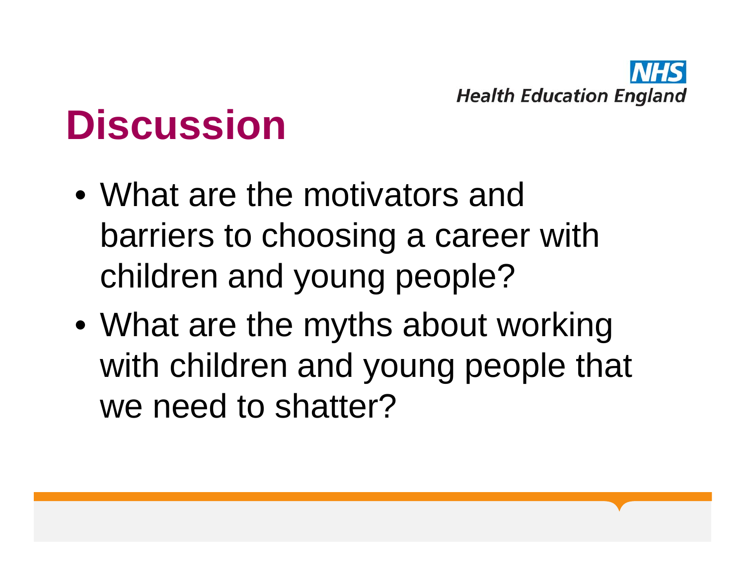# Discussion

- What are the motivators and barriers to choosing a career with children and young people?
- What are the myths about working with children and young people that we need to shatter?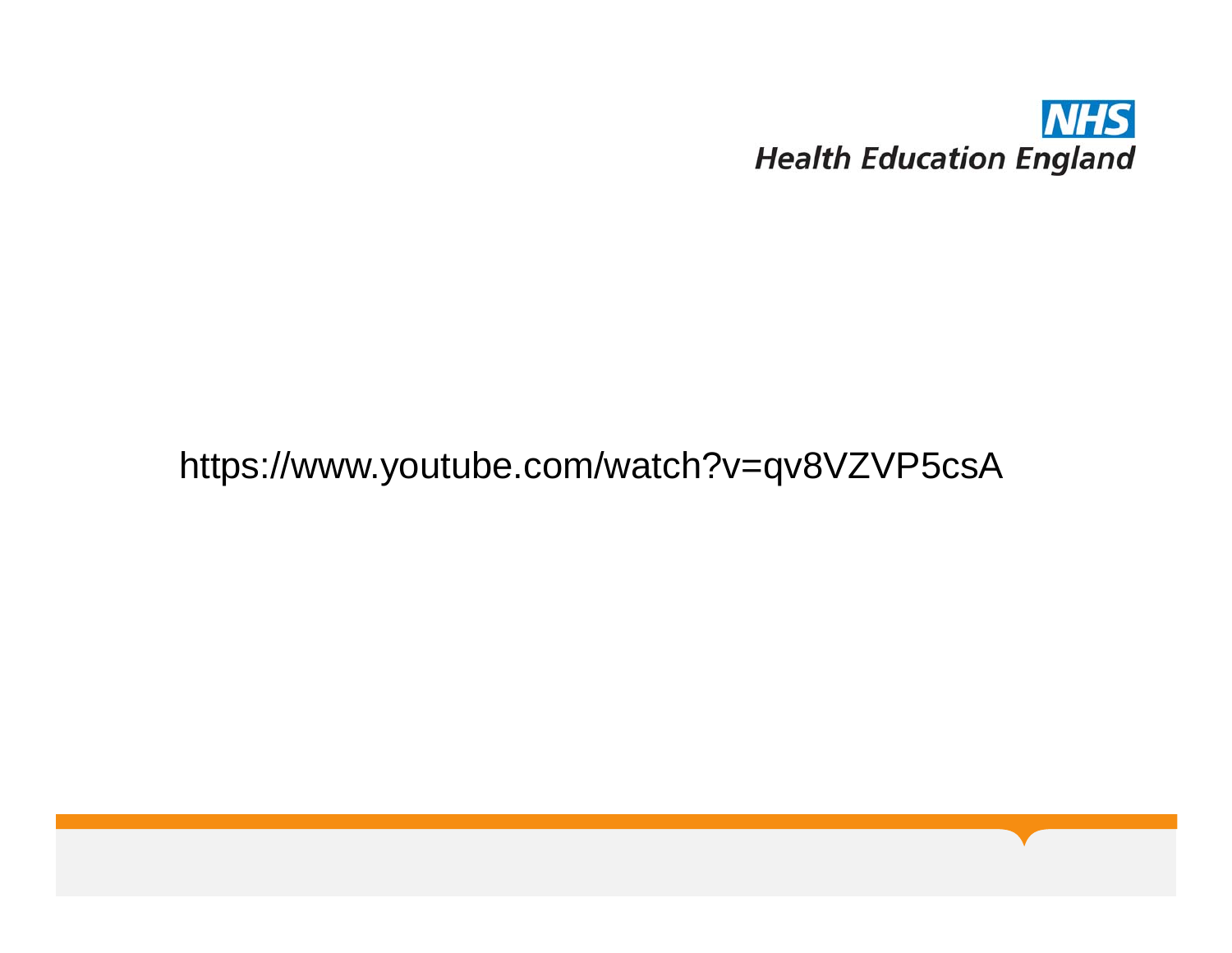https://www.youtube.com/watch?v=qv8VZVP5csA